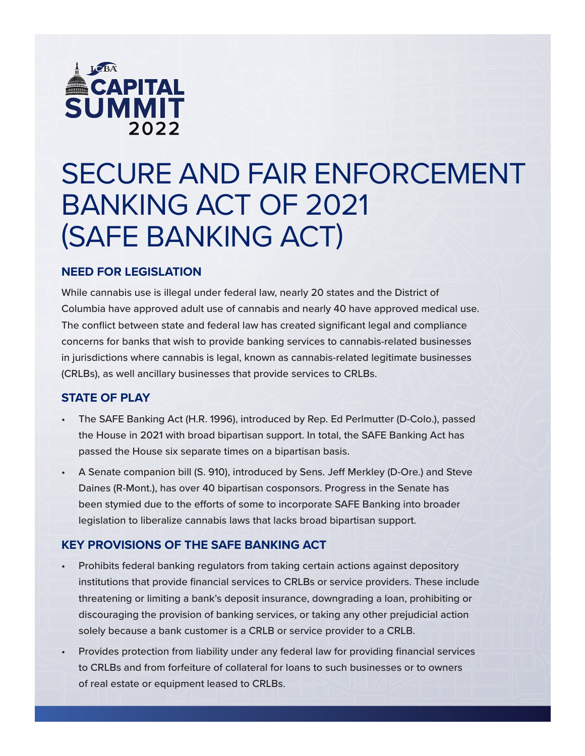ICBA CAPITAL SUMMIT 2022

# SECURE AND FAIR ENFORCEMENT BANKING ACT OF 2021 (SAFE BANKING ACT)

## NEED FOR LEGISLATION

While cannabis use is illegal under federal law, nearly 20 states and the District of Columbia have approved adult use of cannabis and nearly 40 have approved medical use. The conflict between state and federal law has created significant legal and compliance concerns for banks that wish to provide banking services to cannabis-related businesses in jurisdictions where cannabis is legal, known as cannabis-related legitimate businesses (CRLBs), as well ancillary businesses that provide services to CRLBs.

## STATE OF PLAY

- The SAFE Banking Act (H.R. 1996), introduced by Rep. Ed Perlmutter (D-Colo.), passed the House in 2021 with broad bipartisan support. In total, the SAFE Banking Act has passed the House six separate times on a bipartisan basis.
- A Senate companion bill (S. 910), introduced by Sens. Jeff Merkley (D-Ore.) and Steve Daines (R-Mont.), has over 40 bipartisan cosponsors. Progress in the Senate has been stymied due to the efforts of some to incorporate SAFE Banking into broader legislation to liberalize cannabis laws that lacks broad bipartisan support.

## KEY PROVISIONS OF THE SAFE BANKING ACT

- Prohibits federal banking regulators from taking certain actions against depository institutions that provide financial services to CRLBs or service providers. These include threatening or limiting a bank's deposit insurance, downgrading a loan, prohibiting or discouraging the provision of banking services, or taking any other prejudicial action solely because a bank customer is a CRLB or service provider to a CRLB.
- Provides protection from liability under any federal law for providing financial services to CRLBs and from forfeiture of collateral for loans to such businesses or to owners of real estate or equipment leased to CRLBs.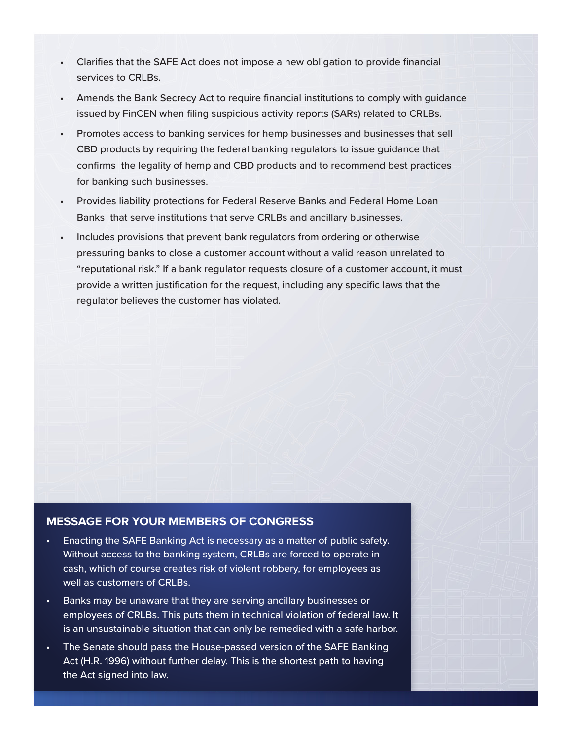- Clarifies that the SAFE Act does not impose a new obligation to provide financial services to CRLBs.
- Amends the Bank Secrecy Act to require financial institutions to comply with guidance issued by FinCEN when filing suspicious activity reports (SARs) related to CRLBs.
- Promotes access to banking services for hemp businesses and businesses that sell CBD products by requiring the federal banking regulators to issue guidance that confirms the legality of hemp and CBD products and to recommend best practices for banking such businesses.
- Provides liability protections for Federal Reserve Banks and Federal Home Loan Banks that serve institutions that serve CRLBs and ancillary businesses.
- Includes provisions that prevent bank regulators from ordering or otherwise pressuring banks to close a customer account without a valid reason unrelated to "reputational risk." If a bank regulator requests closure of a customer account, it must provide a written justification for the request, including any specific laws that the regulator believes the customer has violated.

## MESSAGE FOR YOUR MEMBERS OF CONGRESS

- Enacting the SAFE Banking Act is necessary as a matter of public safety. Without access to the banking system, CRLBs are forced to operate in cash, which of course creates risk of violent robbery, for employees as well as customers of CRLBs.
- Banks may be unaware that they are serving ancillary businesses or employees of CRLBs. This puts them in technical violation of federal law. It is an unsustainable situation that can only be remedied with a safe harbor.
- The Senate should pass the House-passed version of the SAFE Banking Act (H.R. 1996) without further delay. This is the shortest path to having the Act signed into law.